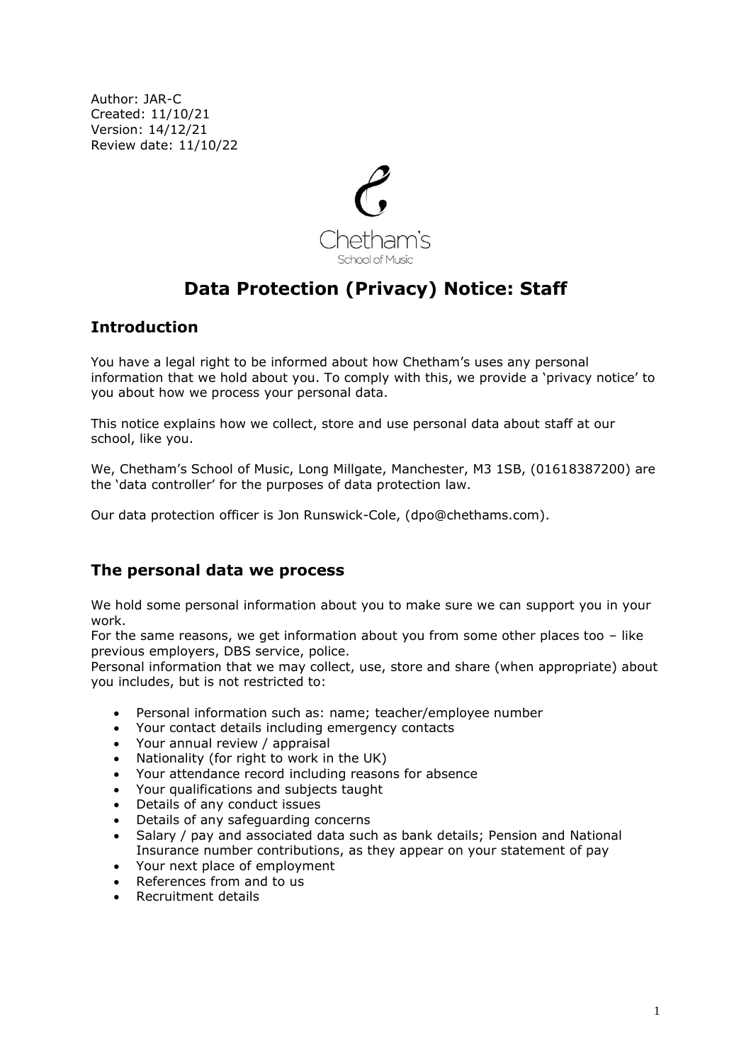Author: JAR-C
Created: 11/10/21
Version: 14/12/21
Review date: 11/10/22

Chetham's
School of Music

# Data Protection (Privacy) Notice: Staff

## Introduction

You have a legal right to be informed about how Chetham's uses any personal information that we hold about you. To comply with this, we provide a 'privacy notice' to you about how we process your personal data.

This notice explains how we collect, store and use personal data about staff at our school, like you.

We, Chetham's School of Music, Long Millgate, Manchester, M3 1SB, (01618387200) are the 'data controller' for the purposes of data protection law.

Our data protection officer is Jon Runswick-Cole, (dpo@chethams.com).

## The personal data we process

We hold some personal information about you to make sure we can support you in your work.
For the same reasons, we get information about you from some other places too – like previous employers, DBS service, police.
Personal information that we may collect, use, store and share (when appropriate) about you includes, but is not restricted to:

- Personal information such as: name; teacher/employee number
- Your contact details including emergency contacts
- Your annual review / appraisal
- Nationality (for right to work in the UK)
- Your attendance record including reasons for absence
- Your qualifications and subjects taught
- Details of any conduct issues
- Details of any safeguarding concerns
- Salary / pay and associated data such as bank details; Pension and National Insurance number contributions, as they appear on your statement of pay
- Your next place of employment
- References from and to us
- Recruitment details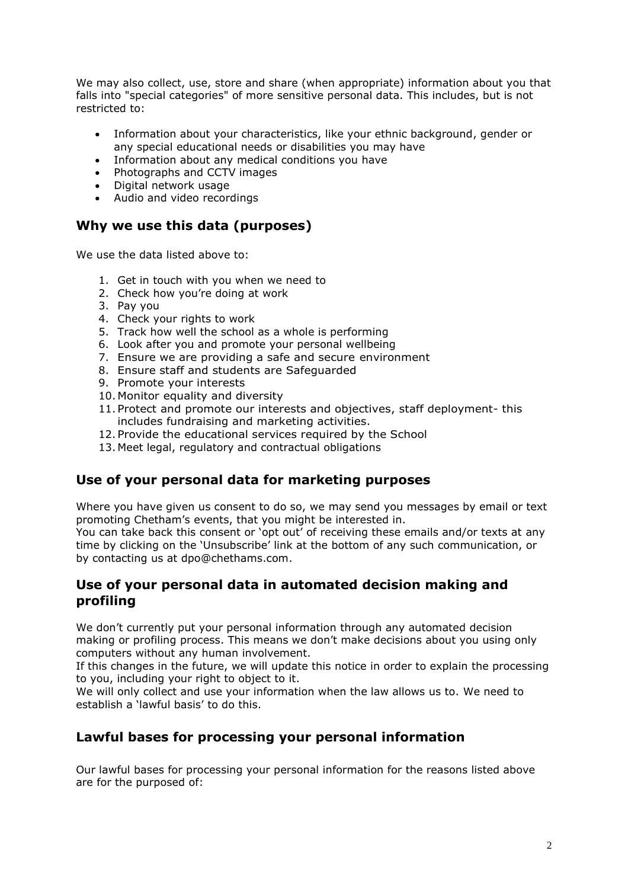We may also collect, use, store and share (when appropriate) information about you that falls into "special categories" of more sensitive personal data. This includes, but is not restricted to:

- Information about your characteristics, like your ethnic background, gender or any special educational needs or disabilities you may have
- Information about any medical conditions you have
- Photographs and CCTV images
- Digital network usage
- Audio and video recordings

## Why we use this data (purposes)

We use the data listed above to:

1. Get in touch with you when we need to
2. Check how you're doing at work
3. Pay you
4. Check your rights to work
5. Track how well the school as a whole is performing
6. Look after you and promote your personal wellbeing
7. Ensure we are providing a safe and secure environment
8. Ensure staff and students are Safeguarded
9. Promote your interests
10. Monitor equality and diversity
11. Protect and promote our interests and objectives, staff deployment- this includes fundraising and marketing activities.
12. Provide the educational services required by the School
13. Meet legal, regulatory and contractual obligations

## Use of your personal data for marketing purposes

Where you have given us consent to do so, we may send you messages by email or text promoting Chetham's events, that you might be interested in.
You can take back this consent or 'opt out' of receiving these emails and/or texts at any time by clicking on the 'Unsubscribe' link at the bottom of any such communication, or by contacting us at dpo@chethams.com.

## Use of your personal data in automated decision making and profiling

We don't currently put your personal information through any automated decision making or profiling process. This means we don't make decisions about you using only computers without any human involvement.
If this changes in the future, we will update this notice in order to explain the processing to you, including your right to object to it.
We will only collect and use your information when the law allows us to. We need to establish a 'lawful basis' to do this.

## Lawful bases for processing your personal information

Our lawful bases for processing your personal information for the reasons listed above are for the purposed of: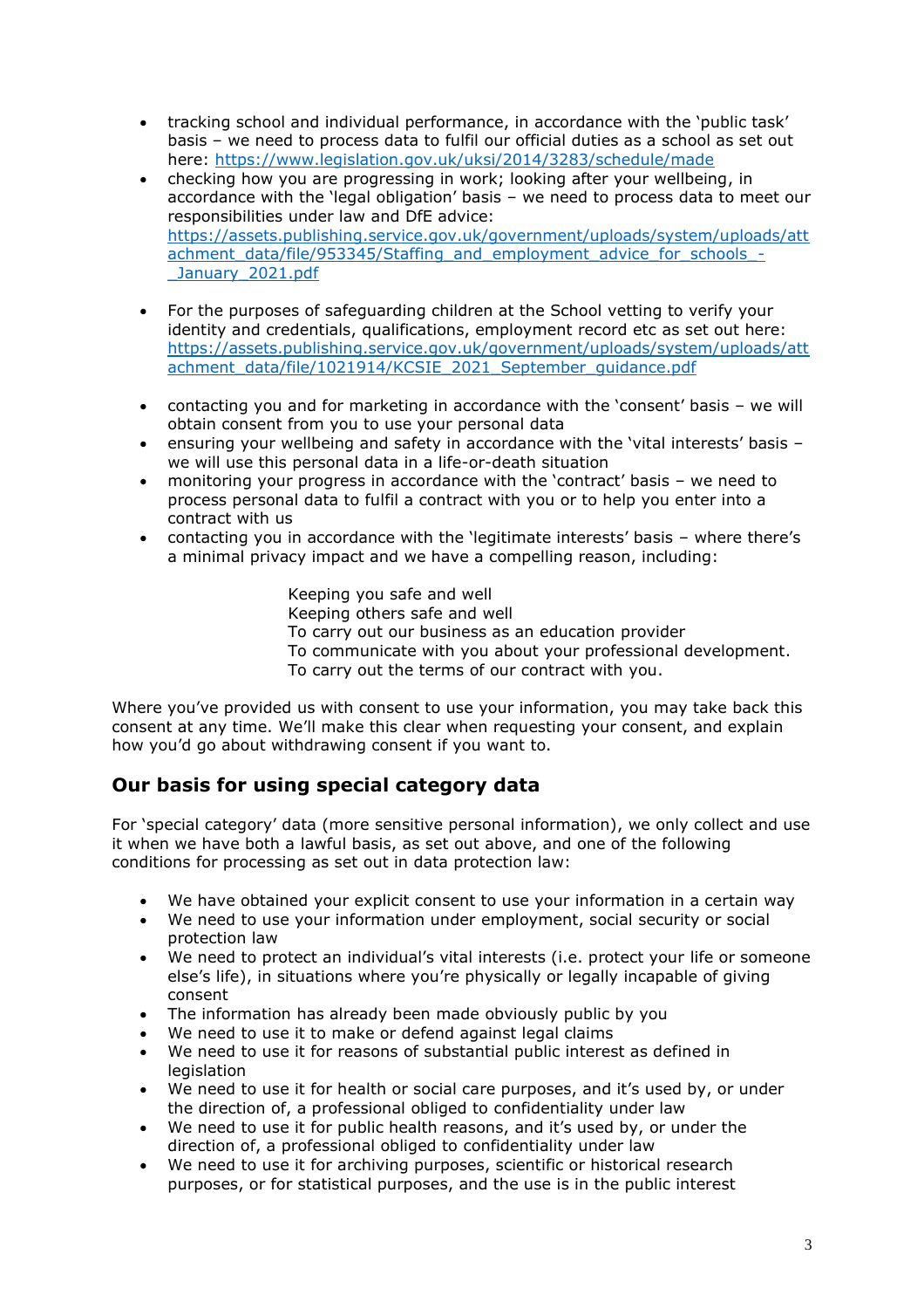- tracking school and individual performance, in accordance with the 'public task' basis – we need to process data to fulfil our official duties as a school as set out here: https://www.legislation.gov.uk/uksi/2014/3283/schedule/made
- checking how you are progressing in work; looking after your wellbeing, in accordance with the 'legal obligation' basis – we need to process data to meet our responsibilities under law and DfE advice: https://assets.publishing.service.gov.uk/government/uploads/system/uploads/attachment_data/file/953345/Staffing_and_employment_advice_for_schools_-_January_2021.pdf

- For the purposes of safeguarding children at the School vetting to verify your identity and credentials, qualifications, employment record etc as set out here: https://assets.publishing.service.gov.uk/government/uploads/system/uploads/attachment_data/file/1021914/KCSIE_2021_September_guidance.pdf

- contacting you and for marketing in accordance with the 'consent' basis – we will obtain consent from you to use your personal data
- ensuring your wellbeing and safety in accordance with the 'vital interests' basis – we will use this personal data in a life-or-death situation
- monitoring your progress in accordance with the 'contract' basis – we need to process personal data to fulfil a contract with you or to help you enter into a contract with us
- contacting you in accordance with the 'legitimate interests' basis – where there's a minimal privacy impact and we have a compelling reason, including:

  Keeping you safe and well
  Keeping others safe and well
  To carry out our business as an education provider
  To communicate with you about your professional development.
  To carry out the terms of our contract with you.

Where you've provided us with consent to use your information, you may take back this consent at any time. We'll make this clear when requesting your consent, and explain how you'd go about withdrawing consent if you want to.

## Our basis for using special category data

For 'special category' data (more sensitive personal information), we only collect and use it when we have both a lawful basis, as set out above, and one of the following conditions for processing as set out in data protection law:

- We have obtained your explicit consent to use your information in a certain way
- We need to use your information under employment, social security or social protection law
- We need to protect an individual's vital interests (i.e. protect your life or someone else's life), in situations where you're physically or legally incapable of giving consent
- The information has already been made obviously public by you
- We need to use it to make or defend against legal claims
- We need to use it for reasons of substantial public interest as defined in legislation
- We need to use it for health or social care purposes, and it's used by, or under the direction of, a professional obliged to confidentiality under law
- We need to use it for public health reasons, and it's used by, or under the direction of, a professional obliged to confidentiality under law
- We need to use it for archiving purposes, scientific or historical research purposes, or for statistical purposes, and the use is in the public interest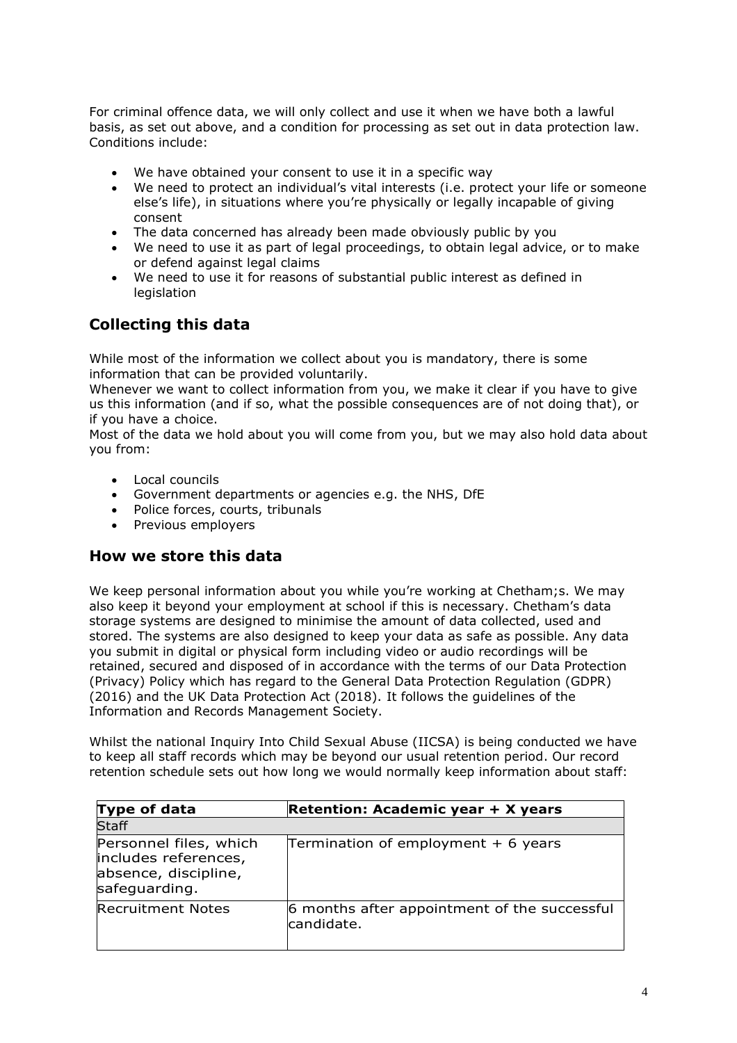For criminal offence data, we will only collect and use it when we have both a lawful basis, as set out above, and a condition for processing as set out in data protection law. Conditions include:

- We have obtained your consent to use it in a specific way
- We need to protect an individual's vital interests (i.e. protect your life or someone else's life), in situations where you're physically or legally incapable of giving consent
- The data concerned has already been made obviously public by you
- We need to use it as part of legal proceedings, to obtain legal advice, or to make or defend against legal claims
- We need to use it for reasons of substantial public interest as defined in legislation

## Collecting this data

While most of the information we collect about you is mandatory, there is some information that can be provided voluntarily.
Whenever we want to collect information from you, we make it clear if you have to give us this information (and if so, what the possible consequences are of not doing that), or if you have a choice.
Most of the data we hold about you will come from you, but we may also hold data about you from:

- Local councils
- Government departments or agencies e.g. the NHS, DfE
- Police forces, courts, tribunals
- Previous employers

## How we store this data

We keep personal information about you while you're working at Chetham;s. We may also keep it beyond your employment at school if this is necessary. Chetham's data storage systems are designed to minimise the amount of data collected, used and stored. The systems are also designed to keep your data as safe as possible. Any data you submit in digital or physical form including video or audio recordings will be retained, secured and disposed of in accordance with the terms of our Data Protection (Privacy) Policy which has regard to the General Data Protection Regulation (GDPR) (2016) and the UK Data Protection Act (2018). It follows the guidelines of the Information and Records Management Society.

Whilst the national Inquiry Into Child Sexual Abuse (IICSA) is being conducted we have to keep all staff records which may be beyond our usual retention period. Our record retention schedule sets out how long we would normally keep information about staff:

| **Type of data** | **Retention: Academic year + X years** |
| --- | --- |
| Staff | |
| Personnel files, which includes references, absence, discipline, safeguarding. | Termination of employment + 6 years |
| Recruitment Notes | 6 months after appointment of the successful candidate. |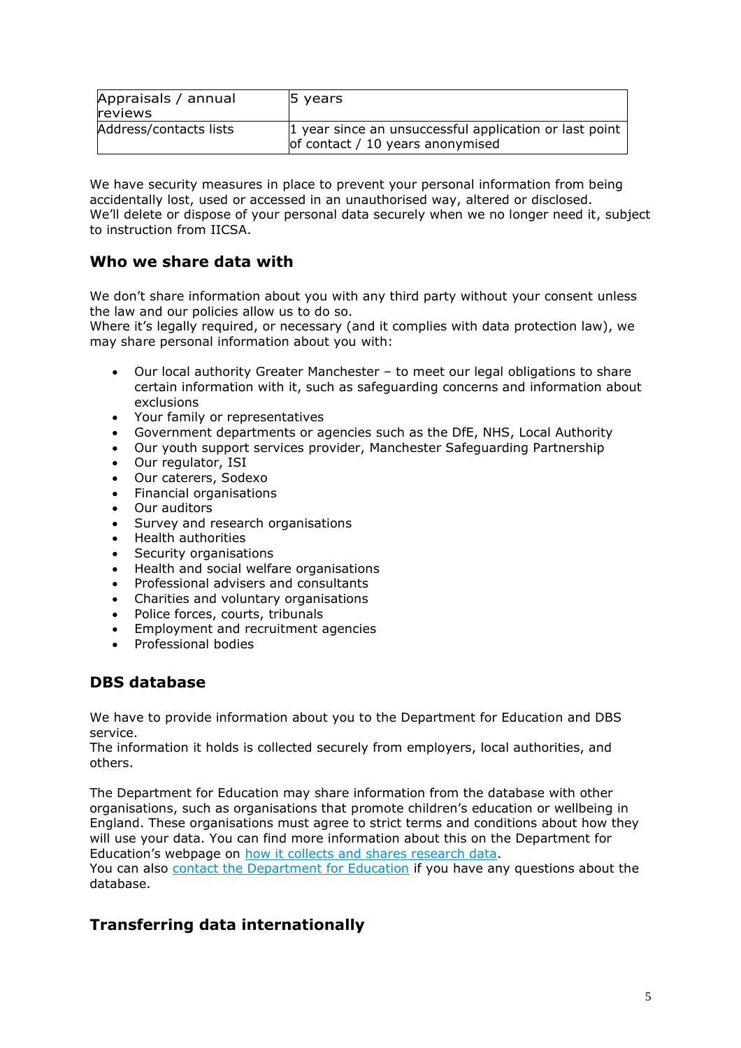| Appraisals / annual reviews | 5 years |
|---|---|
| Address/contacts lists | 1 year since an unsuccessful application or last point of contact / 10 years anonymised |

We have security measures in place to prevent your personal information from being accidentally lost, used or accessed in an unauthorised way, altered or disclosed.
We'll delete or dispose of your personal data securely when we no longer need it, subject to instruction from IICSA.

## Who we share data with

We don't share information about you with any third party without your consent unless the law and our policies allow us to do so.
Where it's legally required, or necessary (and it complies with data protection law), we may share personal information about you with:

- Our local authority Greater Manchester – to meet our legal obligations to share certain information with it, such as safeguarding concerns and information about exclusions
- Your family or representatives
- Government departments or agencies such as the DfE, NHS, Local Authority
- Our youth support services provider, Manchester Safeguarding Partnership
- Our regulator, ISI
- Our caterers, Sodexo
- Financial organisations
- Our auditors
- Survey and research organisations
- Health authorities
- Security organisations
- Health and social welfare organisations
- Professional advisers and consultants
- Charities and voluntary organisations
- Police forces, courts, tribunals
- Employment and recruitment agencies
- Professional bodies

## DBS database

We have to provide information about you to the Department for Education and DBS service.
The information it holds is collected securely from employers, local authorities, and others.

The Department for Education may share information from the database with other organisations, such as organisations that promote children's education or wellbeing in England. These organisations must agree to strict terms and conditions about how they will use your data. You can find more information about this on the Department for Education's webpage on how it collects and shares research data.
You can also contact the Department for Education if you have any questions about the database.

## Transferring data internationally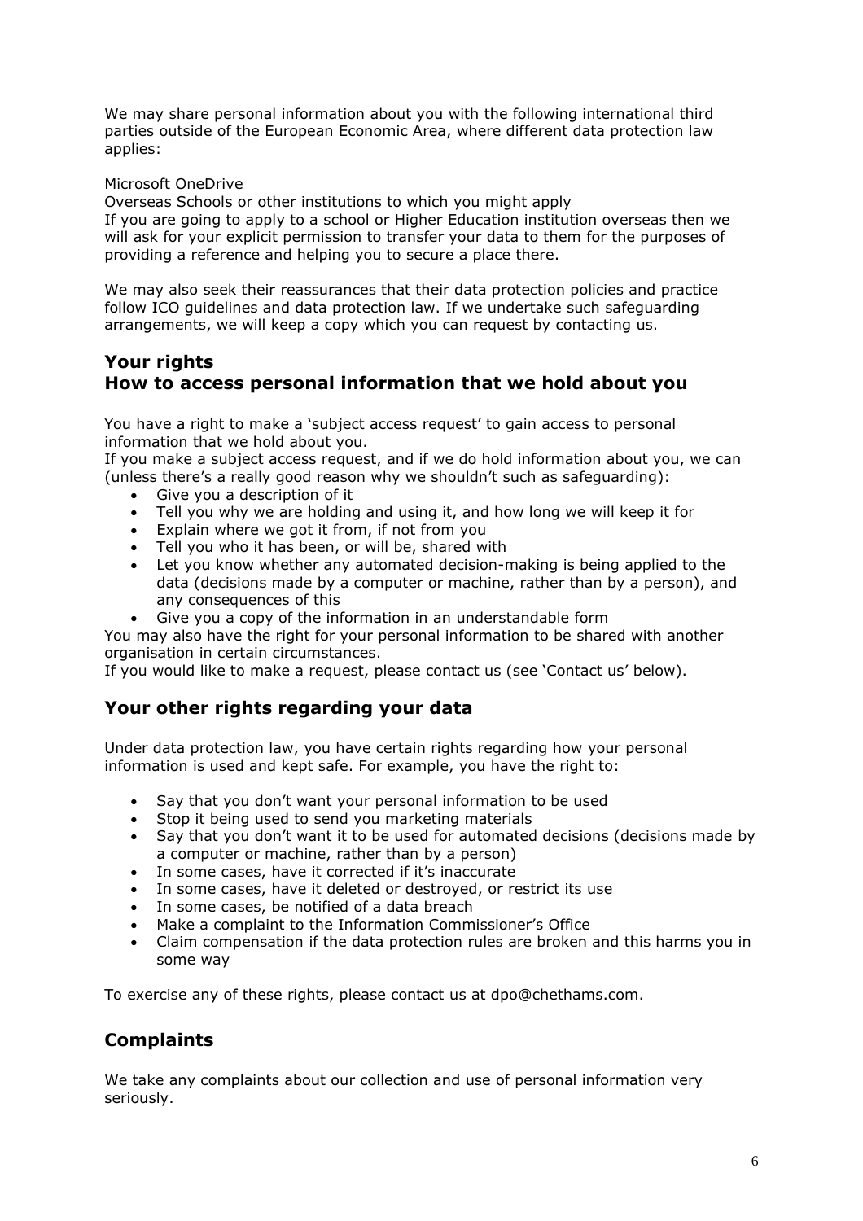We may share personal information about you with the following international third parties outside of the European Economic Area, where different data protection law applies:

Microsoft OneDrive

Overseas Schools or other institutions to which you might apply

If you are going to apply to a school or Higher Education institution overseas then we will ask for your explicit permission to transfer your data to them for the purposes of providing a reference and helping you to secure a place there.

We may also seek their reassurances that their data protection policies and practice follow ICO guidelines and data protection law. If we undertake such safeguarding arrangements, we will keep a copy which you can request by contacting us.

## Your rights
## How to access personal information that we hold about you

You have a right to make a 'subject access request' to gain access to personal information that we hold about you.

If you make a subject access request, and if we do hold information about you, we can (unless there's a really good reason why we shouldn't such as safeguarding):

- Give you a description of it
- Tell you why we are holding and using it, and how long we will keep it for
- Explain where we got it from, if not from you
- Tell you who it has been, or will be, shared with
- Let you know whether any automated decision-making is being applied to the data (decisions made by a computer or machine, rather than by a person), and any consequences of this
- Give you a copy of the information in an understandable form

You may also have the right for your personal information to be shared with another organisation in certain circumstances.

If you would like to make a request, please contact us (see 'Contact us' below).

## Your other rights regarding your data

Under data protection law, you have certain rights regarding how your personal information is used and kept safe. For example, you have the right to:

- Say that you don't want your personal information to be used
- Stop it being used to send you marketing materials
- Say that you don't want it to be used for automated decisions (decisions made by a computer or machine, rather than by a person)
- In some cases, have it corrected if it's inaccurate
- In some cases, have it deleted or destroyed, or restrict its use
- In some cases, be notified of a data breach
- Make a complaint to the Information Commissioner's Office
- Claim compensation if the data protection rules are broken and this harms you in some way

To exercise any of these rights, please contact us at dpo@chethams.com.

## Complaints

We take any complaints about our collection and use of personal information very seriously.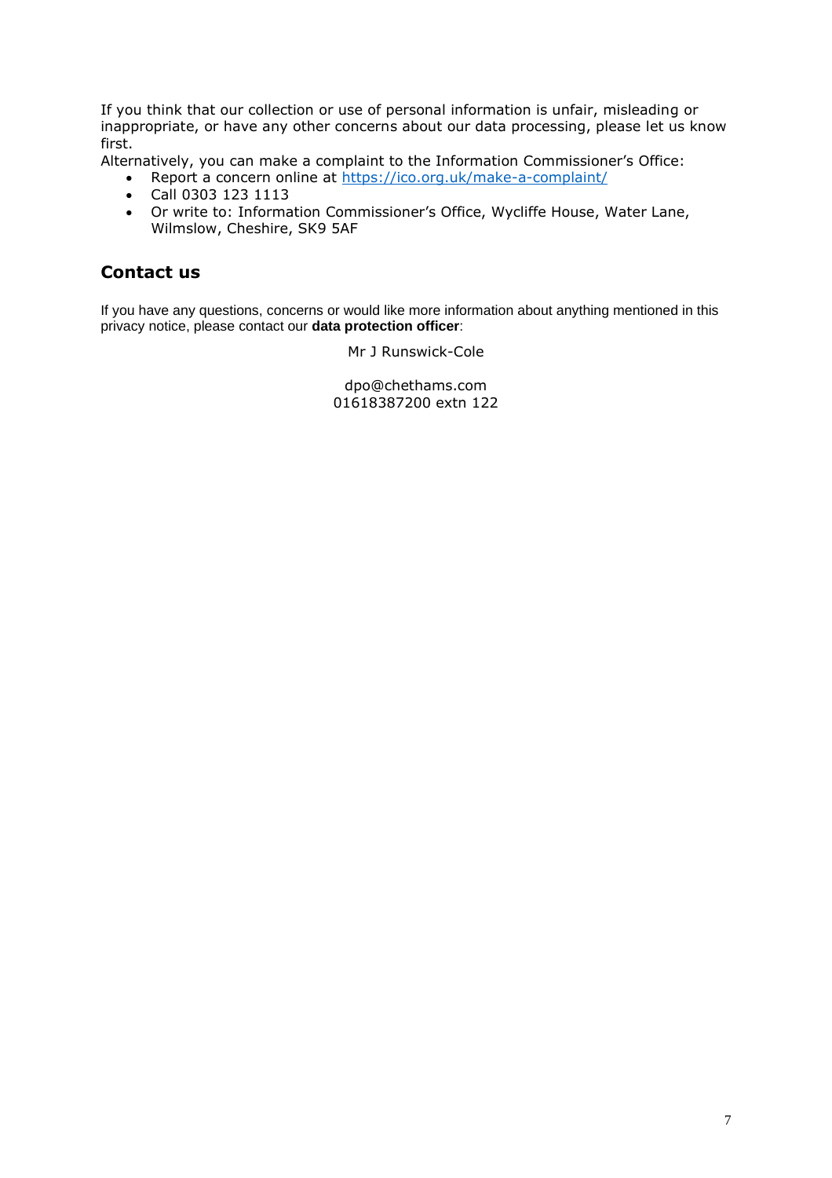If you think that our collection or use of personal information is unfair, misleading or inappropriate, or have any other concerns about our data processing, please let us know first.

Alternatively, you can make a complaint to the Information Commissioner's Office:

- Report a concern online at https://ico.org.uk/make-a-complaint/
- Call 0303 123 1113
- Or write to: Information Commissioner's Office, Wycliffe House, Water Lane, Wilmslow, Cheshire, SK9 5AF

## Contact us

If you have any questions, concerns or would like more information about anything mentioned in this privacy notice, please contact our **data protection officer**:

Mr J Runswick-Cole

dpo@chethams.com
01618387200 extn 122